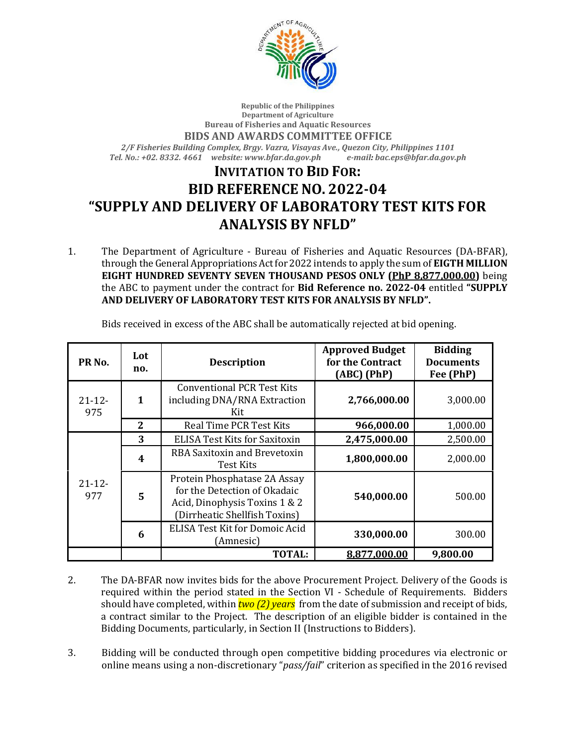Republic of the Philippines
Department of Agriculture
Bureau of Fisheries and Aquatic Resources

**BIDS AND AWARDS COMMITTEE OFFICE**

*2/F Fisheries Building Complex, Brgy. Vazra, Visayas Ave., Quezon City, Philippines 1101*
*Tel. No.: +02. 8332. 4661 website: www.bfar.da.gov.ph e-mail: bac.eps@bfar.da.gov.ph*

# INVITATION TO BID FOR:
# BID REFERENCE NO. 2022-04
# "SUPPLY AND DELIVERY OF LABORATORY TEST KITS FOR ANALYSIS BY NFLD"

1. The Department of Agriculture - Bureau of Fisheries and Aquatic Resources (DA-BFAR), through the General Appropriations Act for 2022 intends to apply the sum of **EIGTH MILLION EIGHT HUNDRED SEVENTY SEVEN THOUSAND PESOS ONLY (PhP 8,877,000.00)** being the ABC to payment under the contract for **Bid Reference no. 2022-04** entitled **"SUPPLY AND DELIVERY OF LABORATORY TEST KITS FOR ANALYSIS BY NFLD".**

   Bids received in excess of the ABC shall be automatically rejected at bid opening.

| PR No. | Lot no. | Description | Approved Budget for the Contract (ABC) (PhP) | Bidding Documents Fee (PhP) |
|---|---|---|---|---|
| 21-12-975 | **1** | Conventional PCR Test Kits including DNA/RNA Extraction Kit | **2,766,000.00** | 3,000.00 |
| | **2** | Real Time PCR Test Kits | **966,000.00** | 1,000.00 |
| 21-12-977 | **3** | ELISA Test Kits for Saxitoxin | **2,475,000.00** | 2,500.00 |
| | **4** | RBA Saxitoxin and Brevetoxin Test Kits | **1,800,000.00** | 2,000.00 |
| | **5** | Protein Phosphatase 2A Assay for the Detection of Okadaic Acid, Dinophysis Toxins 1 & 2 (Dirrheatic Shellfish Toxins) | **540,000.00** | 500.00 |
| | **6** | ELISA Test Kit for Domoic Acid (Amnesic) | **330,000.00** | 300.00 |
| | | **TOTAL:** | **8,877,000.00** | **9,800.00** |

2. The DA-BFAR now invites bids for the above Procurement Project. Delivery of the Goods is required within the period stated in the Section VI - Schedule of Requirements. Bidders should have completed, within ***two (2) years*** from the date of submission and receipt of bids, a contract similar to the Project. The description of an eligible bidder is contained in the Bidding Documents, particularly, in Section II (Instructions to Bidders).

3. Bidding will be conducted through open competitive bidding procedures via electronic or online means using a non-discretionary "*pass/fail*" criterion as specified in the 2016 revised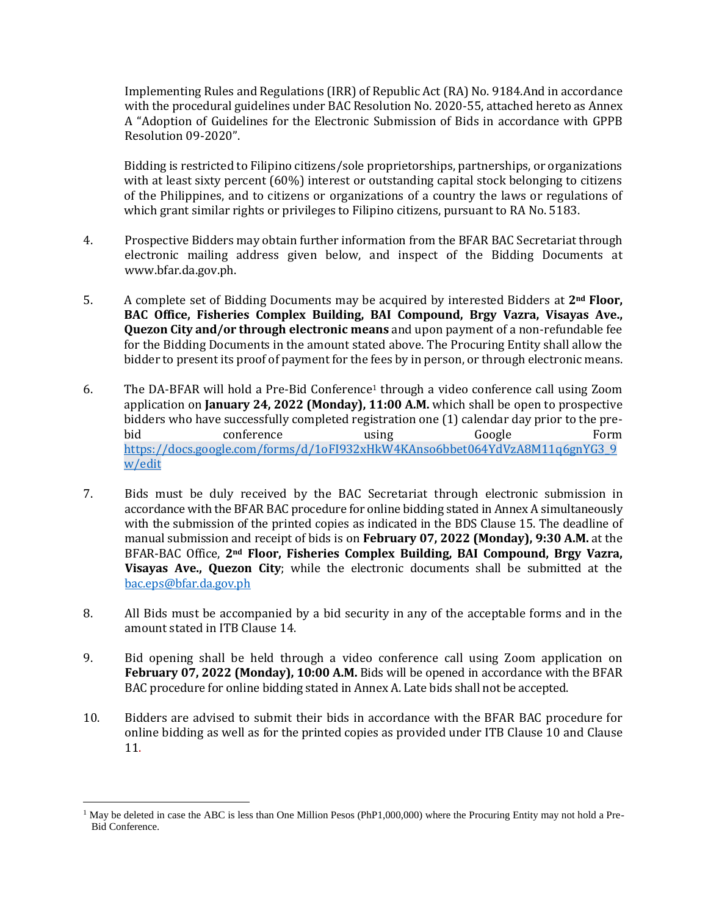Implementing Rules and Regulations (IRR) of Republic Act (RA) No. 9184.And in accordance with the procedural guidelines under BAC Resolution No. 2020-55, attached hereto as Annex A "Adoption of Guidelines for the Electronic Submission of Bids in accordance with GPPB Resolution 09-2020".

Bidding is restricted to Filipino citizens/sole proprietorships, partnerships, or organizations with at least sixty percent (60%) interest or outstanding capital stock belonging to citizens of the Philippines, and to citizens or organizations of a country the laws or regulations of which grant similar rights or privileges to Filipino citizens, pursuant to RA No. 5183.

4. Prospective Bidders may obtain further information from the BFAR BAC Secretariat through electronic mailing address given below, and inspect of the Bidding Documents at www.bfar.da.gov.ph.

5. A complete set of Bidding Documents may be acquired by interested Bidders at **2nd Floor, BAC Office, Fisheries Complex Building, BAI Compound, Brgy Vazra, Visayas Ave., Quezon City and/or through electronic means** and upon payment of a non-refundable fee for the Bidding Documents in the amount stated above. The Procuring Entity shall allow the bidder to present its proof of payment for the fees by in person, or through electronic means.

6. The DA-BFAR will hold a Pre-Bid Conference[1] through a video conference call using Zoom application on **January 24, 2022 (Monday), 11:00 A.M.** which shall be open to prospective bidders who have successfully completed registration one (1) calendar day prior to the pre-bid conference using Google Form https://docs.google.com/forms/d/1oFI932xHkW4KAnso6bbet064YdVzA8M11q6gnYG3_9w/edit

7. Bids must be duly received by the BAC Secretariat through electronic submission in accordance with the BFAR BAC procedure for online bidding stated in Annex A simultaneously with the submission of the printed copies as indicated in the BDS Clause 15. The deadline of manual submission and receipt of bids is on **February 07, 2022 (Monday), 9:30 A.M.** at the BFAR-BAC Office, **2nd Floor, Fisheries Complex Building, BAI Compound, Brgy Vazra, Visayas Ave., Quezon City**; while the electronic documents shall be submitted at the bac.eps@bfar.da.gov.ph

8. All Bids must be accompanied by a bid security in any of the acceptable forms and in the amount stated in ITB Clause 14.

9. Bid opening shall be held through a video conference call using Zoom application on **February 07, 2022 (Monday), 10:00 A.M.** Bids will be opened in accordance with the BFAR BAC procedure for online bidding stated in Annex A. Late bids shall not be accepted.

10. Bidders are advised to submit their bids in accordance with the BFAR BAC procedure for online bidding as well as for the printed copies as provided under ITB Clause 10 and Clause 11.

---

[1] May be deleted in case the ABC is less than One Million Pesos (PhP1,000,000) where the Procuring Entity may not hold a Pre-Bid Conference.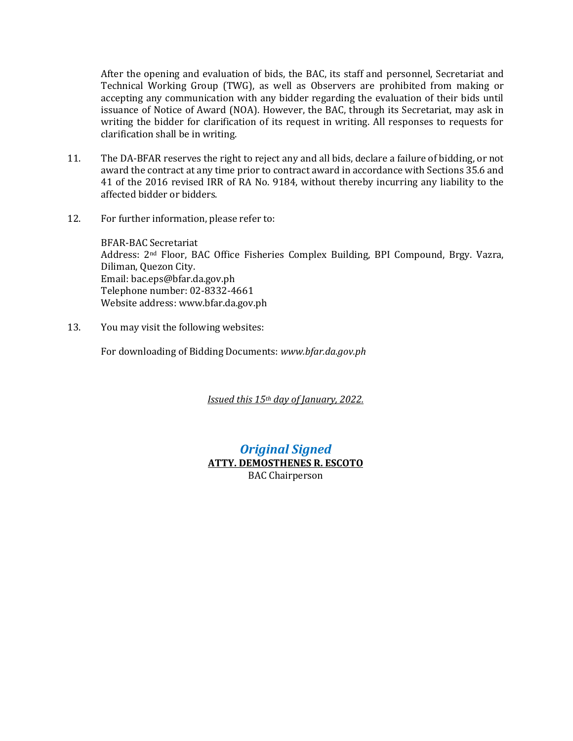After the opening and evaluation of bids, the BAC, its staff and personnel, Secretariat and Technical Working Group (TWG), as well as Observers are prohibited from making or accepting any communication with any bidder regarding the evaluation of their bids until issuance of Notice of Award (NOA). However, the BAC, through its Secretariat, may ask in writing the bidder for clarification of its request in writing. All responses to requests for clarification shall be in writing.

11. The DA-BFAR reserves the right to reject any and all bids, declare a failure of bidding, or not award the contract at any time prior to contract award in accordance with Sections 35.6 and 41 of the 2016 revised IRR of RA No. 9184, without thereby incurring any liability to the affected bidder or bidders.

12. For further information, please refer to:

    BFAR-BAC Secretariat
    Address: 2nd Floor, BAC Office Fisheries Complex Building, BPI Compound, Brgy. Vazra, Diliman, Quezon City.
    Email: bac.eps@bfar.da.gov.ph
    Telephone number: 02-8332-4661
    Website address: www.bfar.da.gov.ph

13. You may visit the following websites:

    For downloading of Bidding Documents: *www.bfar.da.gov.ph*

*Issued this 15th day of January, 2022.*

***Original Signed***
**ATTY. DEMOSTHENES R. ESCOTO**
BAC Chairperson